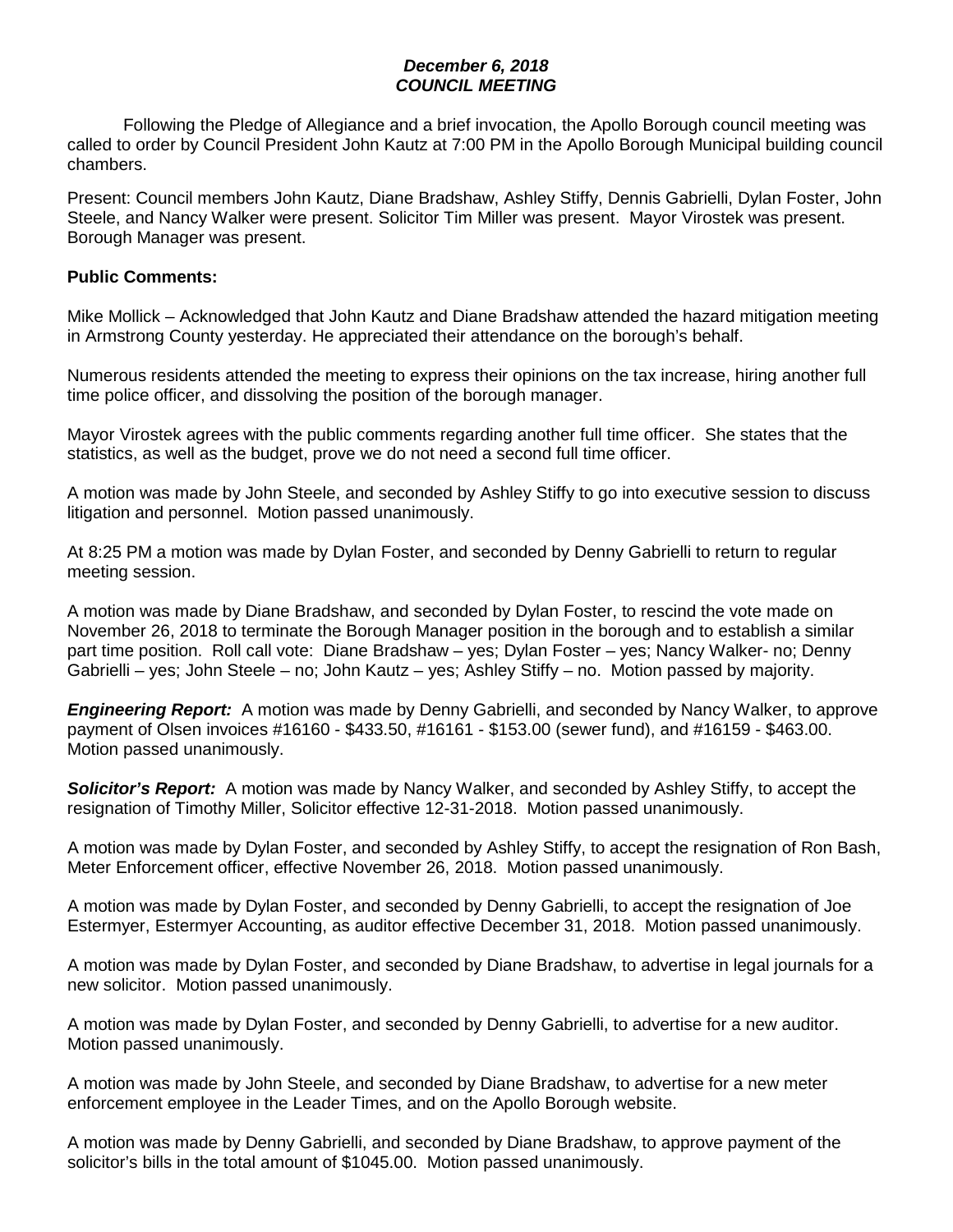***December 6, 2018***
***COUNCIL MEETING***

Following the Pledge of Allegiance and a brief invocation, the Apollo Borough council meeting was called to order by Council President John Kautz at 7:00 PM in the Apollo Borough Municipal building council chambers.

Present: Council members John Kautz, Diane Bradshaw, Ashley Stiffy, Dennis Gabrielli, Dylan Foster, John Steele, and Nancy Walker were present. Solicitor Tim Miller was present. Mayor Virostek was present. Borough Manager was present.

**Public Comments:**

Mike Mollick – Acknowledged that John Kautz and Diane Bradshaw attended the hazard mitigation meeting in Armstrong County yesterday. He appreciated their attendance on the borough's behalf.

Numerous residents attended the meeting to express their opinions on the tax increase, hiring another full time police officer, and dissolving the position of the borough manager.

Mayor Virostek agrees with the public comments regarding another full time officer. She states that the statistics, as well as the budget, prove we do not need a second full time officer.

A motion was made by John Steele, and seconded by Ashley Stiffy to go into executive session to discuss litigation and personnel. Motion passed unanimously.

At 8:25 PM a motion was made by Dylan Foster, and seconded by Denny Gabrielli to return to regular meeting session.

A motion was made by Diane Bradshaw, and seconded by Dylan Foster, to rescind the vote made on November 26, 2018 to terminate the Borough Manager position in the borough and to establish a similar part time position. Roll call vote: Diane Bradshaw – yes; Dylan Foster – yes; Nancy Walker- no; Denny Gabrielli – yes; John Steele – no; John Kautz – yes; Ashley Stiffy – no. Motion passed by majority.

***Engineering Report:*** A motion was made by Denny Gabrielli, and seconded by Nancy Walker, to approve payment of Olsen invoices #16160 - $433.50, #16161 - $153.00 (sewer fund), and #16159 - $463.00. Motion passed unanimously.

***Solicitor's Report:*** A motion was made by Nancy Walker, and seconded by Ashley Stiffy, to accept the resignation of Timothy Miller, Solicitor effective 12-31-2018. Motion passed unanimously.

A motion was made by Dylan Foster, and seconded by Ashley Stiffy, to accept the resignation of Ron Bash, Meter Enforcement officer, effective November 26, 2018. Motion passed unanimously.

A motion was made by Dylan Foster, and seconded by Denny Gabrielli, to accept the resignation of Joe Estermyer, Estermyer Accounting, as auditor effective December 31, 2018. Motion passed unanimously.

A motion was made by Dylan Foster, and seconded by Diane Bradshaw, to advertise in legal journals for a new solicitor. Motion passed unanimously.

A motion was made by Dylan Foster, and seconded by Denny Gabrielli, to advertise for a new auditor. Motion passed unanimously.

A motion was made by John Steele, and seconded by Diane Bradshaw, to advertise for a new meter enforcement employee in the Leader Times, and on the Apollo Borough website.

A motion was made by Denny Gabrielli, and seconded by Diane Bradshaw, to approve payment of the solicitor's bills in the total amount of $1045.00. Motion passed unanimously.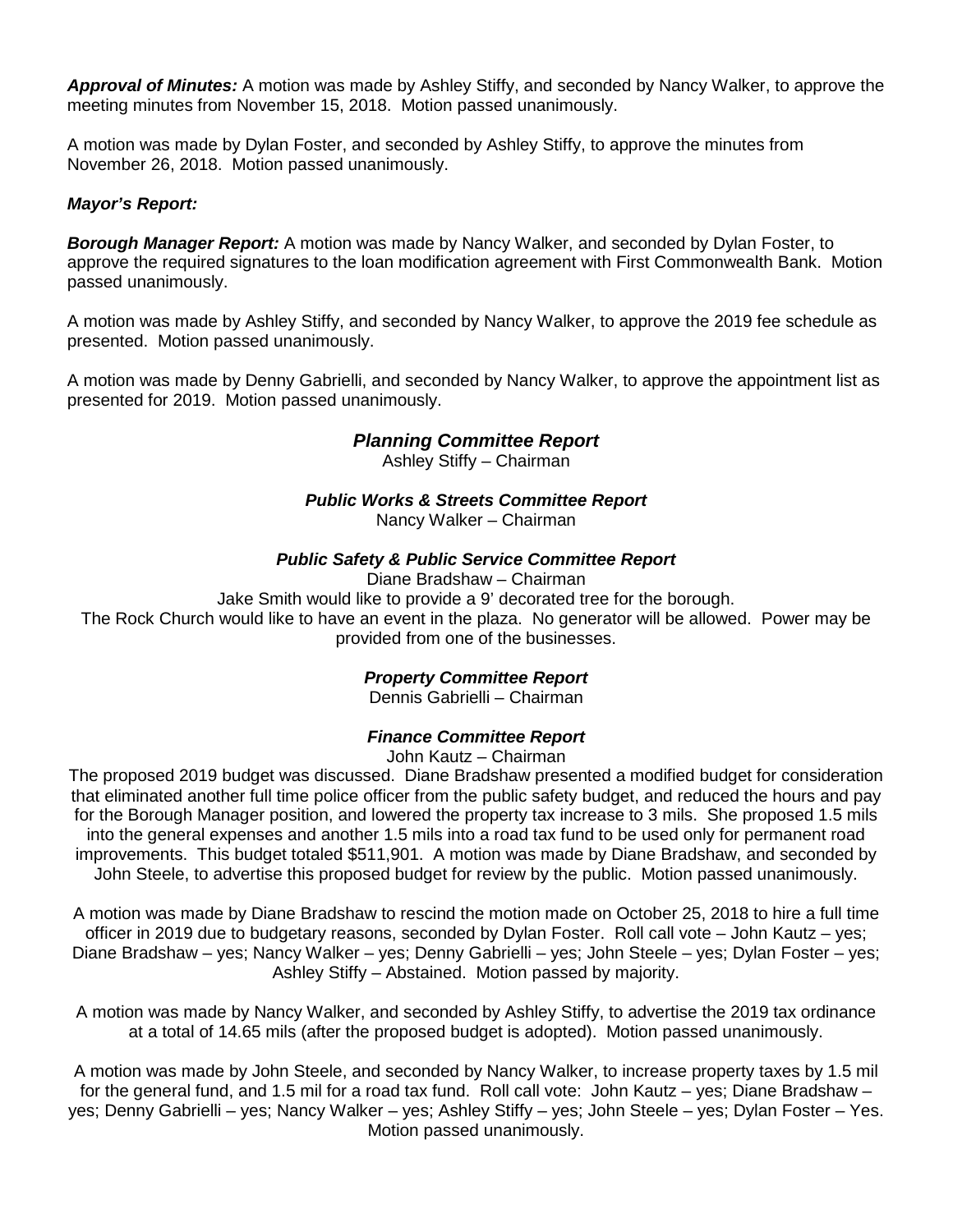***Approval of Minutes:*** A motion was made by Ashley Stiffy, and seconded by Nancy Walker, to approve the meeting minutes from November 15, 2018. Motion passed unanimously.

A motion was made by Dylan Foster, and seconded by Ashley Stiffy, to approve the minutes from November 26, 2018. Motion passed unanimously.

***Mayor's Report:***

***Borough Manager Report:*** A motion was made by Nancy Walker, and seconded by Dylan Foster, to approve the required signatures to the loan modification agreement with First Commonwealth Bank. Motion passed unanimously.

A motion was made by Ashley Stiffy, and seconded by Nancy Walker, to approve the 2019 fee schedule as presented. Motion passed unanimously.

A motion was made by Denny Gabrielli, and seconded by Nancy Walker, to approve the appointment list as presented for 2019. Motion passed unanimously.

### *Planning Committee Report*

Ashley Stiffy – Chairman

#### *Public Works & Streets Committee Report*

Nancy Walker – Chairman

#### *Public Safety & Public Service Committee Report*

Diane Bradshaw – Chairman

Jake Smith would like to provide a 9' decorated tree for the borough.

The Rock Church would like to have an event in the plaza. No generator will be allowed. Power may be provided from one of the businesses.

#### *Property Committee Report*

Dennis Gabrielli – Chairman

#### *Finance Committee Report*

John Kautz – Chairman

The proposed 2019 budget was discussed. Diane Bradshaw presented a modified budget for consideration that eliminated another full time police officer from the public safety budget, and reduced the hours and pay for the Borough Manager position, and lowered the property tax increase to 3 mils. She proposed 1.5 mils into the general expenses and another 1.5 mils into a road tax fund to be used only for permanent road improvements. This budget totaled $511,901. A motion was made by Diane Bradshaw, and seconded by John Steele, to advertise this proposed budget for review by the public. Motion passed unanimously.

A motion was made by Diane Bradshaw to rescind the motion made on October 25, 2018 to hire a full time officer in 2019 due to budgetary reasons, seconded by Dylan Foster. Roll call vote – John Kautz – yes; Diane Bradshaw – yes; Nancy Walker – yes; Denny Gabrielli – yes; John Steele – yes; Dylan Foster – yes; Ashley Stiffy – Abstained. Motion passed by majority.

A motion was made by Nancy Walker, and seconded by Ashley Stiffy, to advertise the 2019 tax ordinance at a total of 14.65 mils (after the proposed budget is adopted). Motion passed unanimously.

A motion was made by John Steele, and seconded by Nancy Walker, to increase property taxes by 1.5 mil for the general fund, and 1.5 mil for a road tax fund. Roll call vote: John Kautz – yes; Diane Bradshaw – yes; Denny Gabrielli – yes; Nancy Walker – yes; Ashley Stiffy – yes; John Steele – yes; Dylan Foster – Yes. Motion passed unanimously.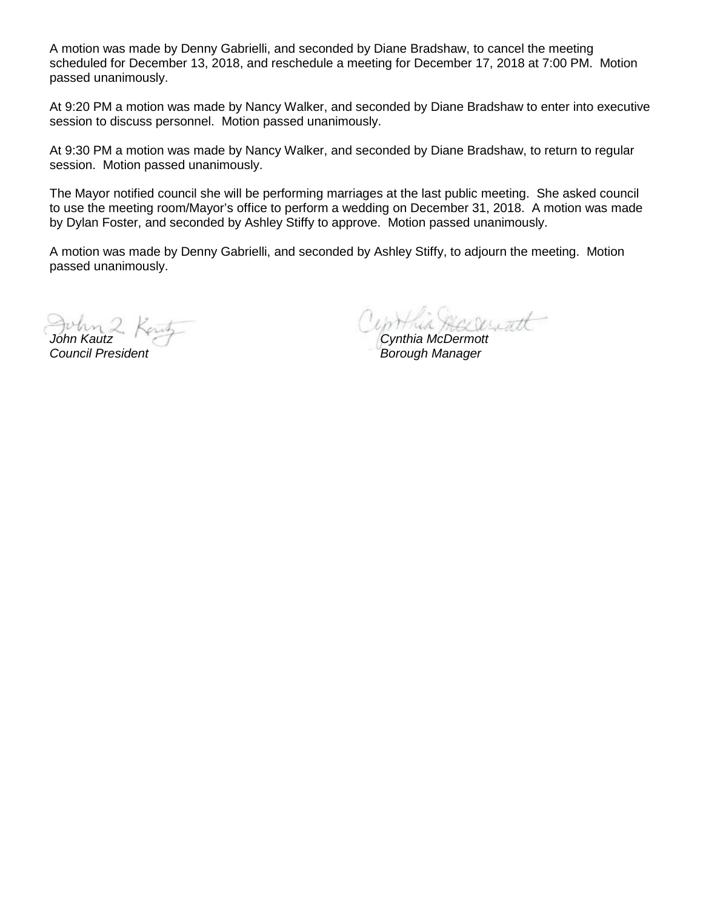A motion was made by Denny Gabrielli, and seconded by Diane Bradshaw, to cancel the meeting scheduled for December 13, 2018, and reschedule a meeting for December 17, 2018 at 7:00 PM. Motion passed unanimously.

At 9:20 PM a motion was made by Nancy Walker, and seconded by Diane Bradshaw to enter into executive session to discuss personnel. Motion passed unanimously.

At 9:30 PM a motion was made by Nancy Walker, and seconded by Diane Bradshaw, to return to regular session. Motion passed unanimously.

The Mayor notified council she will be performing marriages at the last public meeting. She asked council to use the meeting room/Mayor's office to perform a wedding on December 31, 2018. A motion was made by Dylan Foster, and seconded by Ashley Stiffy to approve. Motion passed unanimously.

A motion was made by Denny Gabrielli, and seconded by Ashley Stiffy, to adjourn the meeting. Motion passed unanimously.

*John Kautz*
*Council President*

*Cynthia McDermott*
*Borough Manager*